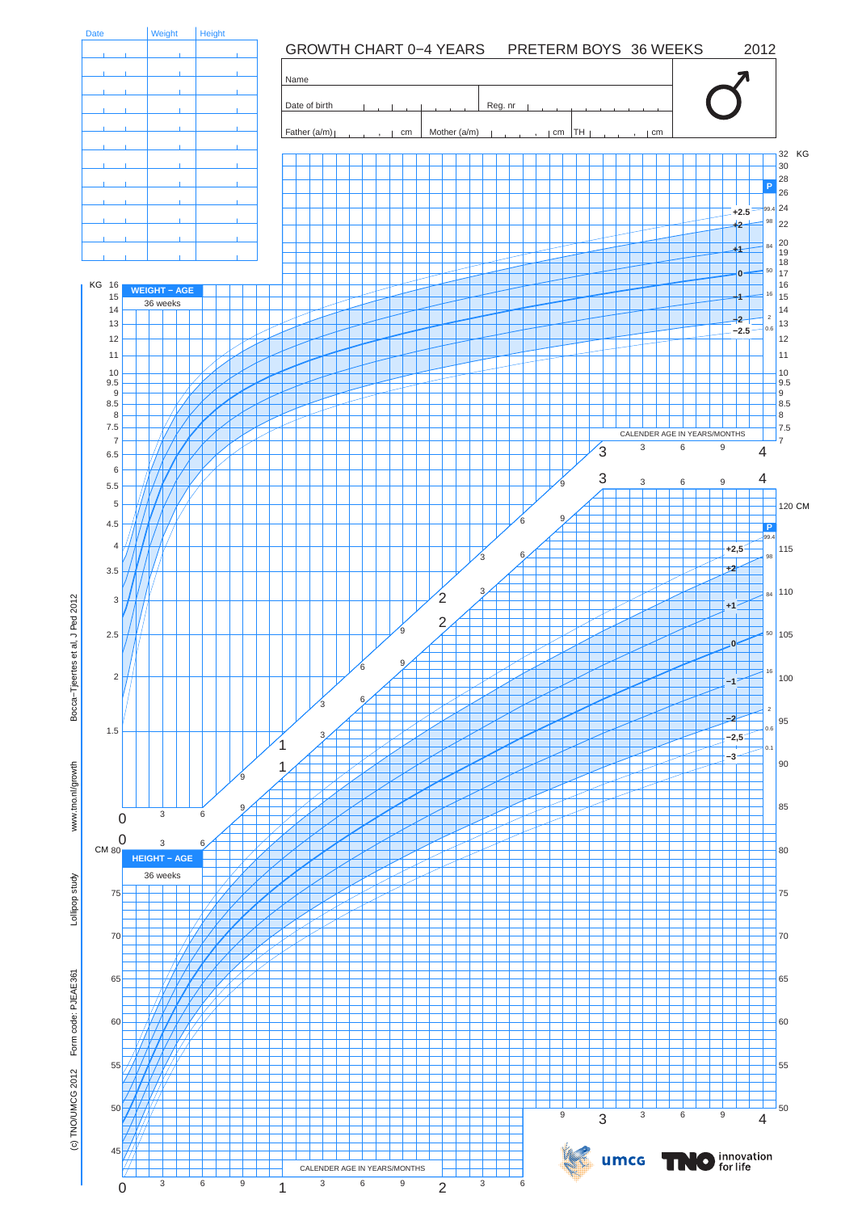# GROWTH CHART 0−4 YEARS PRETERM BOYS 36 WEEKS 2012

| Date | Weight | Height |
|---|---|---|
| | | |
| | | |
| | | |
| | | |
| | | |
| | | |
| | | |
| | | |
| | | |
| | | |
| | | |
| | | |

Name

Date of birth Reg. nr

Father (a/m) cm Mother (a/m) cm TH cm

♂

**WEIGHT − AGE**
36 weeks

KG

P

+2.5 99.4
+2 98
+1 84
0 50
−1 16
−2 2
−2.5 0.6

CALENDER AGE IN YEARS/MONTHS

**HEIGHT − AGE**
36 weeks

CM

P

+2,5 99.4
+2 98
+1 84
0 50
−1 16
−2 2
−2,5 0.6
−3 0.1

CALENDER AGE IN YEARS/MONTHS

Bocca−Tjeertes et al, J Ped 2012

www.tno.nl/growth

Lollipop study

Form code: PJEAE361

(c) TNO/UMCG 2012

umcg

TNO innovation for life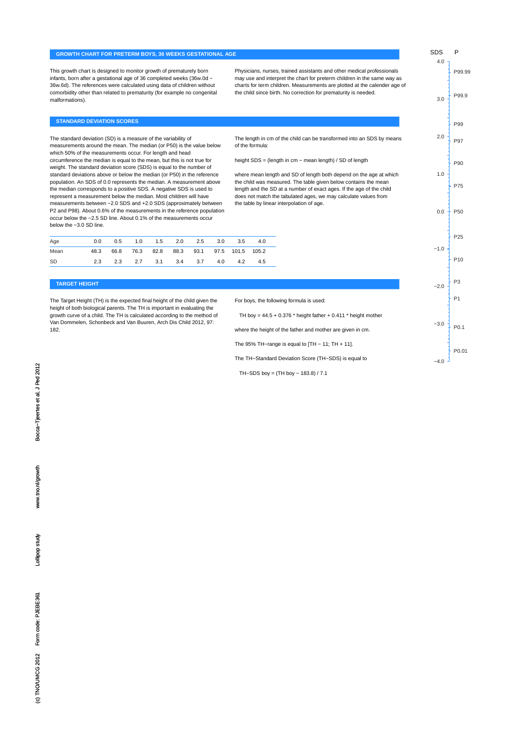## GROWTH CHART FOR PRETERM BOYS, 36 WEEKS GESTATIONAL AGE

This growth chart is designed to monitor growth of prematurely born infants, born after a gestational age of 36 completed weeks (36w.0d − 36w.6d). The references were calculated using data of children without comorbidity other than related to prematurity (for example no congenital malformations).

Physicians, nurses, trained assistants and other medical professionals may use and interpret the chart for preterm children in the same way as charts for term children. Measurements are plotted at the calender age of the child since birth. No correction for prematurity is needed.

## STANDARD DEVIATION SCORES

The standard deviation (SD) is a measure of the variability of measurements around the mean. The median (or P50) is the value below which 50% of the measurements occur. For length and head circumference the median is equal to the mean, but this is not true for weight. The standard deviation score (SDS) is equal to the number of standard deviations above or below the median (or P50) in the reference population. An SDS of 0.0 represents the median. A measurement above the median corresponds to a positive SDS. A negative SDS is used to represent a measurement below the median. Most children will have measurements between −2.0 SDS and +2.0 SDS (approximately between P2 and P98). About 0.6% of the measurements in the reference population occur below the −2.5 SD line. About 0.1% of the measurements occur below the −3.0 SD line.

The length in cm of the child can be transformed into an SDS by means of the formula:

height SDS = (length in cm − mean length) / SD of length

where mean length and SD of length both depend on the age at which the child was measured. The table given below contains the mean length and the SD at a number of exact ages. If the age of the child does not match the tabulated ages, we may calculate values from the table by linear interpolation of age.

| Age | 0.0 | 0.5 | 1.0 | 1.5 | 2.0 | 2.5 | 3.0 | 3.5 | 4.0 |
|---|---|---|---|---|---|---|---|---|---|
| Mean | 48.3 | 66.8 | 76.3 | 82.8 | 88.3 | 93.1 | 97.5 | 101.5 | 105.2 |
| SD | 2.3 | 2.3 | 2.7 | 3.1 | 3.4 | 3.7 | 4.0 | 4.2 | 4.5 |

## TARGET HEIGHT

The Target Height (TH) is the expected final height of the child given the height of both biological parents. The TH is important in evaluating the growth curve of a child. The TH is calculated according to the method of Van Dommelen, Schonbeck and Van Buuren, Arch Dis Child 2012, 97: 182.

For boys, the following formula is used:

TH boy = 44.5 + 0.376 * height father + 0.411 * height mother

where the height of the father and mother are given in cm.

The 95% TH−range is equal to [TH − 11; TH + 11].

The TH−Standard Deviation Score (TH−SDS) is equal to

TH−SDS boy = (TH boy − 183.8) / 7.1

SDS
P
4.0
P99.99
3.0
P99.9
P99
2.0
P97
P90
1.0
P75
0.0
P50
P25
−1.0
P10
−2.0
P3
P1
−3.0
P0.1
P0.01
−4.0

Bocca−Tjeertes et al, J Ped 2012

www.tno.nl/growth

Lollipop study

Form code: PJEBE361

(c) TNO/UMCG 2012